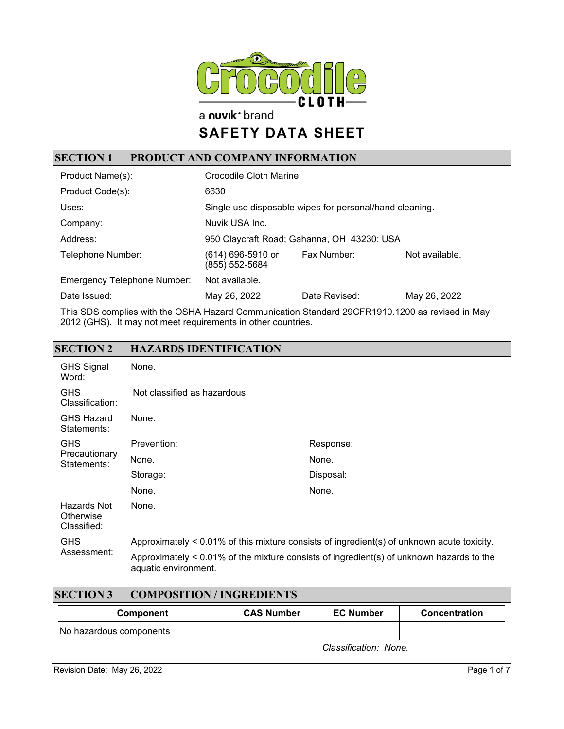Crocodile CLOTH

a nuvik brand

# SAFETY DATA SHEET

## SECTION 1 PRODUCT AND COMPANY INFORMATION

| | | | |
|---|---|---|---|
| Product Name(s): | Crocodile Cloth Marine | | |
| Product Code(s): | 6630 | | |
| Uses: | Single use disposable wipes for personal/hand cleaning. | | |
| Company: | Nuvik USA Inc. | | |
| Address: | 950 Claycraft Road; Gahanna, OH 43230; USA | | |
| Telephone Number: | (614) 696-5910 or (855) 552-5684 | Fax Number: | Not available. |
| Emergency Telephone Number: | Not available. | | |
| Date Issued: | May 26, 2022 | Date Revised: | May 26, 2022 |

This SDS complies with the OSHA Hazard Communication Standard 29CFR1910.1200 as revised in May 2012 (GHS). It may not meet requirements in other countries.

## SECTION 2 HAZARDS IDENTIFICATION

| | | |
|---|---|---|
| GHS Signal Word: | None. | |
| GHS Classification: | Not classified as hazardous | |
| GHS Hazard Statements: | None. | |
| GHS Precautionary Statements: | Prevention: | Response: |
| | None. | None. |
| | Storage: | Disposal: |
| | None. | None. |
| Hazards Not Otherwise Classified: | None. | |
| GHS Assessment: | Approximately < 0.01% of this mixture consists of ingredient(s) of unknown acute toxicity. | |
| | Approximately < 0.01% of the mixture consists of ingredient(s) of unknown hazards to the aquatic environment. | |

## SECTION 3 COMPOSITION / INGREDIENTS

| Component | CAS Number | EC Number | Concentration |
|---|---|---|---|
| No hazardous components | | | |
| | *Classification: None.* | | |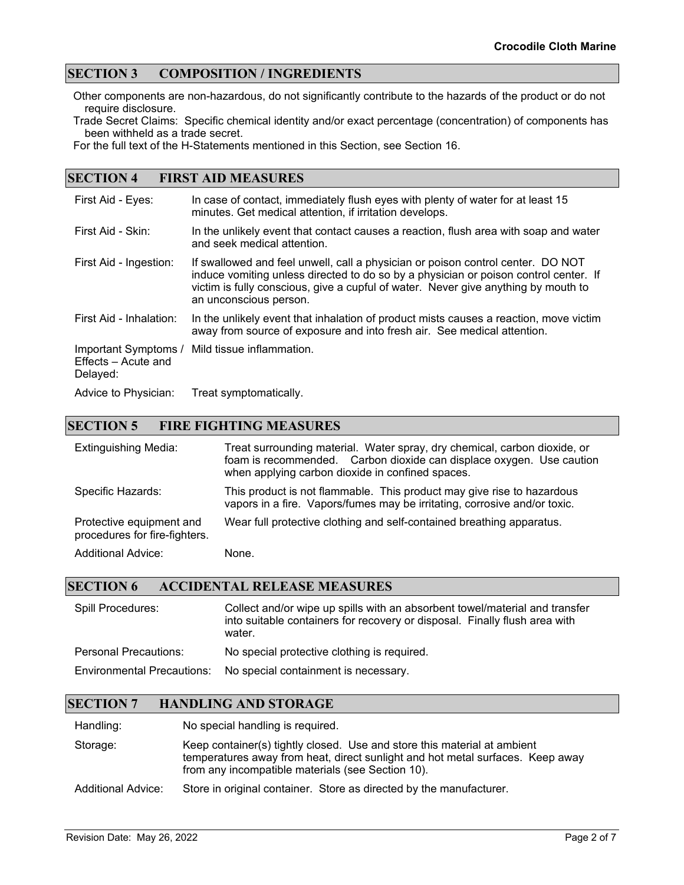## SECTION 3 COMPOSITION / INGREDIENTS

Other components are non-hazardous, do not significantly contribute to the hazards of the product or do not require disclosure.

Trade Secret Claims: Specific chemical identity and/or exact percentage (concentration) of components has been withheld as a trade secret.

For the full text of the H-Statements mentioned in this Section, see Section 16.

## SECTION 4 FIRST AID MEASURES

| | |
|---|---|
| First Aid - Eyes: | In case of contact, immediately flush eyes with plenty of water for at least 15 minutes. Get medical attention, if irritation develops. |
| First Aid - Skin: | In the unlikely event that contact causes a reaction, flush area with soap and water and seek medical attention. |
| First Aid - Ingestion: | If swallowed and feel unwell, call a physician or poison control center. DO NOT induce vomiting unless directed to do so by a physician or poison control center. If victim is fully conscious, give a cupful of water. Never give anything by mouth to an unconscious person. |
| First Aid - Inhalation: | In the unlikely event that inhalation of product mists causes a reaction, move victim away from source of exposure and into fresh air. See medical attention. |
| Important Symptoms / Effects – Acute and Delayed: | Mild tissue inflammation. |
| Advice to Physician: | Treat symptomatically. |

## SECTION 5 FIRE FIGHTING MEASURES

| | |
|---|---|
| Extinguishing Media: | Treat surrounding material. Water spray, dry chemical, carbon dioxide, or foam is recommended. Carbon dioxide can displace oxygen. Use caution when applying carbon dioxide in confined spaces. |
| Specific Hazards: | This product is not flammable. This product may give rise to hazardous vapors in a fire. Vapors/fumes may be irritating, corrosive and/or toxic. |
| Protective equipment and procedures for fire-fighters. | Wear full protective clothing and self-contained breathing apparatus. |
| Additional Advice: | None. |

## SECTION 6 ACCIDENTAL RELEASE MEASURES

| | |
|---|---|
| Spill Procedures: | Collect and/or wipe up spills with an absorbent towel/material and transfer into suitable containers for recovery or disposal. Finally flush area with water. |
| Personal Precautions: | No special protective clothing is required. |
| Environmental Precautions: | No special containment is necessary. |

## SECTION 7 HANDLING AND STORAGE

| | |
|---|---|
| Handling: | No special handling is required. |
| Storage: | Keep container(s) tightly closed. Use and store this material at ambient temperatures away from heat, direct sunlight and hot metal surfaces. Keep away from any incompatible materials (see Section 10). |
| Additional Advice: | Store in original container. Store as directed by the manufacturer. |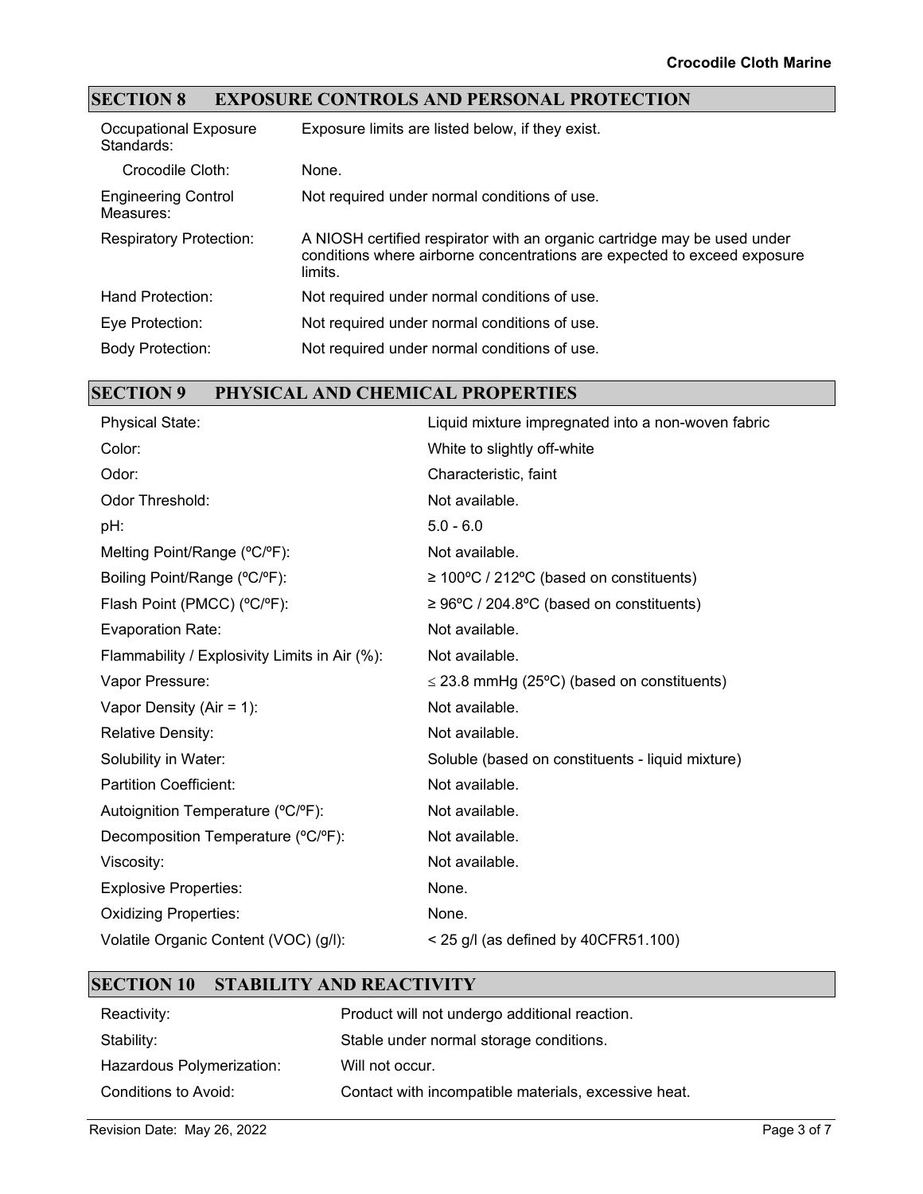## SECTION 8 EXPOSURE CONTROLS AND PERSONAL PROTECTION

| | |
|---|---|
| Occupational Exposure Standards: | Exposure limits are listed below, if they exist. |
| Crocodile Cloth: | None. |
| Engineering Control Measures: | Not required under normal conditions of use. |
| Respiratory Protection: | A NIOSH certified respirator with an organic cartridge may be used under conditions where airborne concentrations are expected to exceed exposure limits. |
| Hand Protection: | Not required under normal conditions of use. |
| Eye Protection: | Not required under normal conditions of use. |
| Body Protection: | Not required under normal conditions of use. |

## SECTION 9 PHYSICAL AND CHEMICAL PROPERTIES

| | |
|---|---|
| Physical State: | Liquid mixture impregnated into a non-woven fabric |
| Color: | White to slightly off-white |
| Odor: | Characteristic, faint |
| Odor Threshold: | Not available. |
| pH: | 5.0 - 6.0 |
| Melting Point/Range (ºC/ºF): | Not available. |
| Boiling Point/Range (ºC/ºF): | ≥ 100ºC / 212ºC (based on constituents) |
| Flash Point (PMCC) (ºC/ºF): | ≥ 96ºC / 204.8ºC (based on constituents) |
| Evaporation Rate: | Not available. |
| Flammability / Explosivity Limits in Air (%): | Not available. |
| Vapor Pressure: | ≤ 23.8 mmHg (25ºC) (based on constituents) |
| Vapor Density (Air = 1): | Not available. |
| Relative Density: | Not available. |
| Solubility in Water: | Soluble (based on constituents - liquid mixture) |
| Partition Coefficient: | Not available. |
| Autoignition Temperature (ºC/ºF): | Not available. |
| Decomposition Temperature (ºC/ºF): | Not available. |
| Viscosity: | Not available. |
| Explosive Properties: | None. |
| Oxidizing Properties: | None. |
| Volatile Organic Content (VOC) (g/l): | < 25 g/l (as defined by 40CFR51.100) |

## SECTION 10 STABILITY AND REACTIVITY

| | |
|---|---|
| Reactivity: | Product will not undergo additional reaction. |
| Stability: | Stable under normal storage conditions. |
| Hazardous Polymerization: | Will not occur. |
| Conditions to Avoid: | Contact with incompatible materials, excessive heat. |

Revision Date: May 26, 2022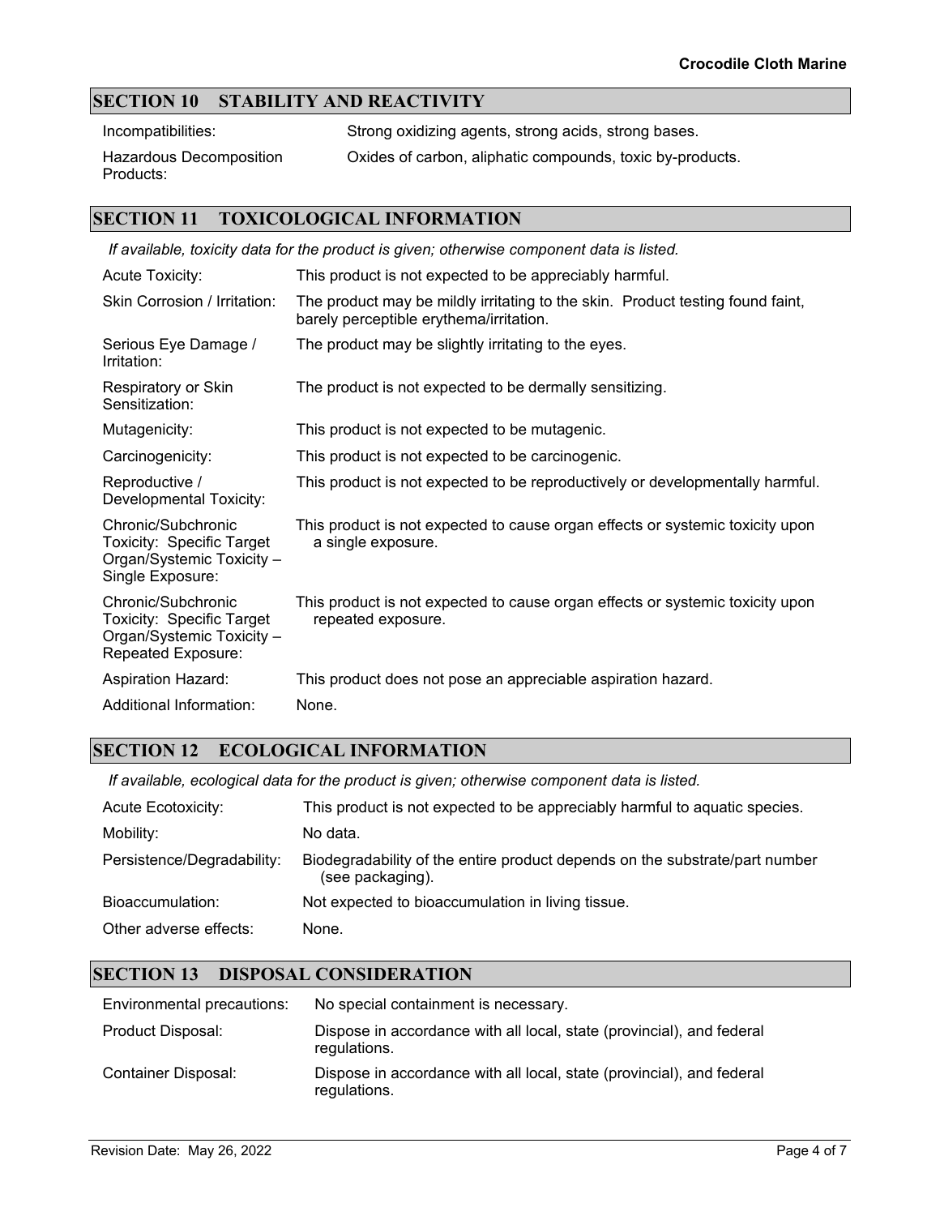## SECTION 10 STABILITY AND REACTIVITY

| | |
|---|---|
| Incompatibilities: | Strong oxidizing agents, strong acids, strong bases. |
| Hazardous Decomposition Products: | Oxides of carbon, aliphatic compounds, toxic by-products. |

## SECTION 11 TOXICOLOGICAL INFORMATION

*If available, toxicity data for the product is given; otherwise component data is listed.*

| | |
|---|---|
| Acute Toxicity: | This product is not expected to be appreciably harmful. |
| Skin Corrosion / Irritation: | The product may be mildly irritating to the skin. Product testing found faint, barely perceptible erythema/irritation. |
| Serious Eye Damage / Irritation: | The product may be slightly irritating to the eyes. |
| Respiratory or Skin Sensitization: | The product is not expected to be dermally sensitizing. |
| Mutagenicity: | This product is not expected to be mutagenic. |
| Carcinogenicity: | This product is not expected to be carcinogenic. |
| Reproductive / Developmental Toxicity: | This product is not expected to be reproductively or developmentally harmful. |
| Chronic/Subchronic Toxicity: Specific Target Organ/Systemic Toxicity – Single Exposure: | This product is not expected to cause organ effects or systemic toxicity upon a single exposure. |
| Chronic/Subchronic Toxicity: Specific Target Organ/Systemic Toxicity – Repeated Exposure: | This product is not expected to cause organ effects or systemic toxicity upon repeated exposure. |
| Aspiration Hazard: | This product does not pose an appreciable aspiration hazard. |
| Additional Information: | None. |

## SECTION 12 ECOLOGICAL INFORMATION

*If available, ecological data for the product is given; otherwise component data is listed.*

| | |
|---|---|
| Acute Ecotoxicity: | This product is not expected to be appreciably harmful to aquatic species. |
| Mobility: | No data. |
| Persistence/Degradability: | Biodegradability of the entire product depends on the substrate/part number (see packaging). |
| Bioaccumulation: | Not expected to bioaccumulation in living tissue. |
| Other adverse effects: | None. |

## SECTION 13 DISPOSAL CONSIDERATION

| | |
|---|---|
| Environmental precautions: | No special containment is necessary. |
| Product Disposal: | Dispose in accordance with all local, state (provincial), and federal regulations. |
| Container Disposal: | Dispose in accordance with all local, state (provincial), and federal regulations. |

Revision Date: May 26, 2022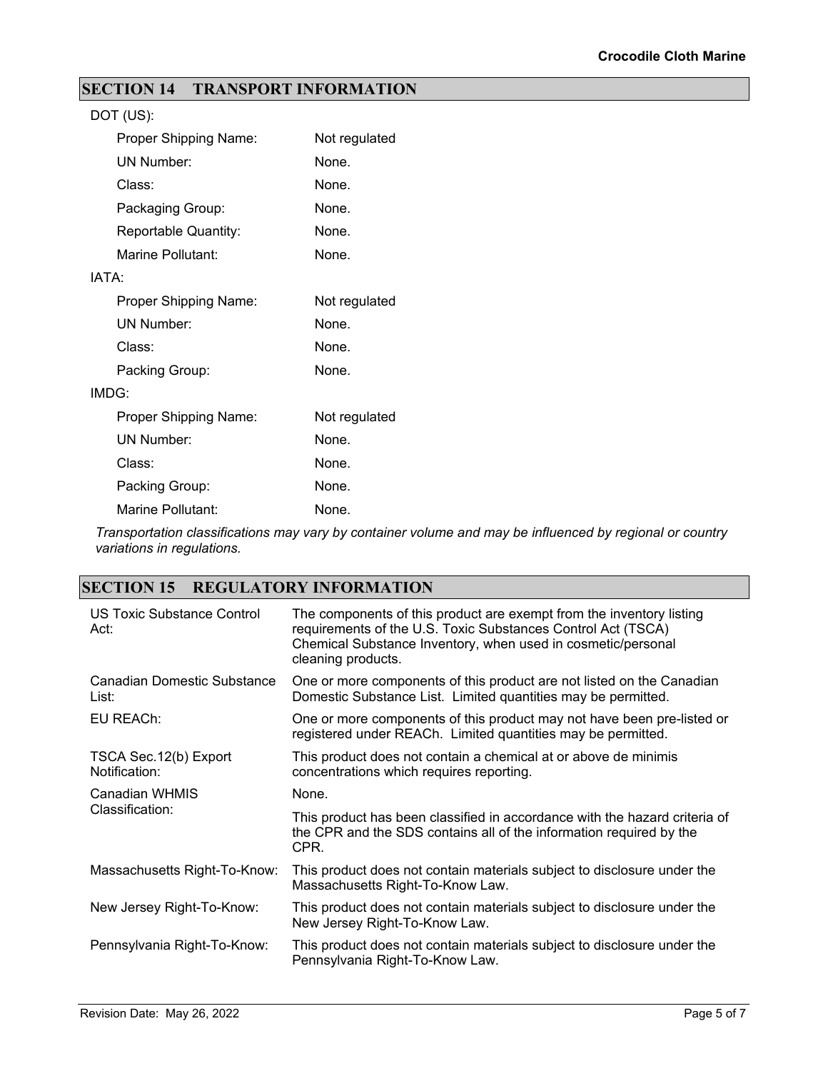## SECTION 14 TRANSPORT INFORMATION

DOT (US):

| | |
|---|---|
| Proper Shipping Name: | Not regulated |
| UN Number: | None. |
| Class: | None. |
| Packaging Group: | None. |
| Reportable Quantity: | None. |
| Marine Pollutant: | None. |

IATA:

| | |
|---|---|
| Proper Shipping Name: | Not regulated |
| UN Number: | None. |
| Class: | None. |
| Packing Group: | None. |

IMDG:

| | |
|---|---|
| Proper Shipping Name: | Not regulated |
| UN Number: | None. |
| Class: | None. |
| Packing Group: | None. |
| Marine Pollutant: | None. |

*Transportation classifications may vary by container volume and may be influenced by regional or country variations in regulations.*

## SECTION 15 REGULATORY INFORMATION

| | |
|---|---|
| US Toxic Substance Control Act: | The components of this product are exempt from the inventory listing requirements of the U.S. Toxic Substances Control Act (TSCA) Chemical Substance Inventory, when used in cosmetic/personal cleaning products. |
| Canadian Domestic Substance List: | One or more components of this product are not listed on the Canadian Domestic Substance List. Limited quantities may be permitted. |
| EU REACh: | One or more components of this product may not have been pre-listed or registered under REACh. Limited quantities may be permitted. |
| TSCA Sec.12(b) Export Notification: | This product does not contain a chemical at or above de minimis concentrations which requires reporting. |
| Canadian WHMIS Classification: | None.<br><br>This product has been classified in accordance with the hazard criteria of the CPR and the SDS contains all of the information required by the CPR. |
| Massachusetts Right-To-Know: | This product does not contain materials subject to disclosure under the Massachusetts Right-To-Know Law. |
| New Jersey Right-To-Know: | This product does not contain materials subject to disclosure under the New Jersey Right-To-Know Law. |
| Pennsylvania Right-To-Know: | This product does not contain materials subject to disclosure under the Pennsylvania Right-To-Know Law. |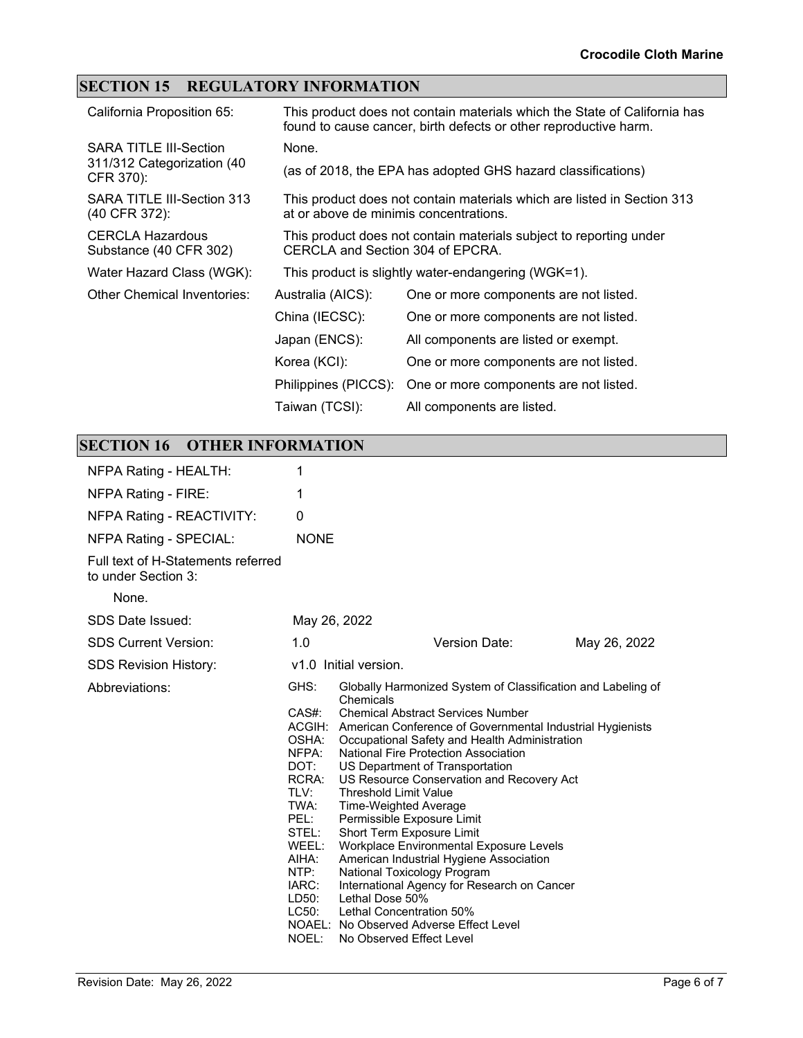## SECTION 15 REGULATORY INFORMATION

| | |
|---|---|
| California Proposition 65: | This product does not contain materials which the State of California has found to cause cancer, birth defects or other reproductive harm. |
| SARA TITLE III-Section 311/312 Categorization (40 CFR 370): | None. (as of 2018, the EPA has adopted GHS hazard classifications) |
| SARA TITLE III-Section 313 (40 CFR 372): | This product does not contain materials which are listed in Section 313 at or above de minimis concentrations. |
| CERCLA Hazardous Substance (40 CFR 302) | This product does not contain materials subject to reporting under CERCLA and Section 304 of EPCRA. |
| Water Hazard Class (WGK): | This product is slightly water-endangering (WGK=1). |

| Other Chemical Inventories: | | |
|---|---|---|
| | Australia (AICS): | One or more components are not listed. |
| | China (IECSC): | One or more components are not listed. |
| | Japan (ENCS): | All components are listed or exempt. |
| | Korea (KCI): | One or more components are not listed. |
| | Philippines (PICCS): | One or more components are not listed. |
| | Taiwan (TCSI): | All components are listed. |

## SECTION 16 OTHER INFORMATION

| | |
|---|---|
| NFPA Rating - HEALTH: | 1 |
| NFPA Rating - FIRE: | 1 |
| NFPA Rating - REACTIVITY: | 0 |
| NFPA Rating - SPECIAL: | NONE |

Full text of H-Statements referred to under Section 3:

None.

| | | | |
|---|---|---|---|
| SDS Date Issued: | May 26, 2022 | | |
| SDS Current Version: | 1.0 | Version Date: | May 26, 2022 |
| SDS Revision History: | v1.0 Initial version. | | |

Abbreviations:

- GHS: Globally Harmonized System of Classification and Labeling of Chemicals
- CAS#: Chemical Abstract Services Number
- ACGIH: American Conference of Governmental Industrial Hygienists
- OSHA: Occupational Safety and Health Administration
- NFPA: National Fire Protection Association
- DOT: US Department of Transportation
- RCRA: US Resource Conservation and Recovery Act
- TLV: Threshold Limit Value
- TWA: Time-Weighted Average
- PEL: Permissible Exposure Limit
- STEL: Short Term Exposure Limit
- WEEL: Workplace Environmental Exposure Levels
- AIHA: American Industrial Hygiene Association
- NTP: National Toxicology Program
- IARC: International Agency for Research on Cancer
- LD50: Lethal Dose 50%
- LC50: Lethal Concentration 50%
- NOAEL: No Observed Adverse Effect Level
- NOEL: No Observed Effect Level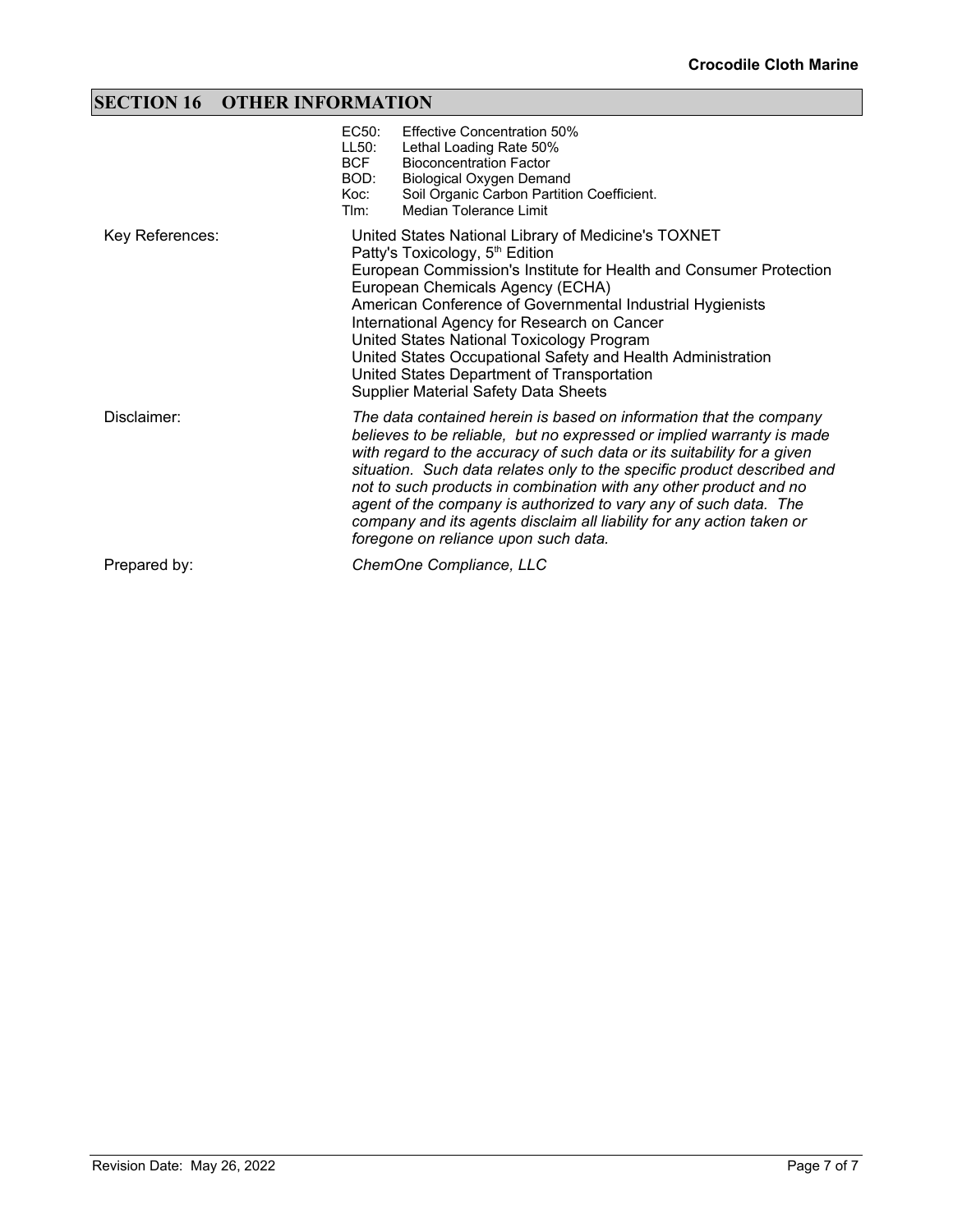## SECTION 16 OTHER INFORMATION

| | |
|---|---|
| EC50: | Effective Concentration 50% |
| LL50: | Lethal Loading Rate 50% |
| BCF | Bioconcentration Factor |
| BOD: | Biological Oxygen Demand |
| Koc: | Soil Organic Carbon Partition Coefficient. |
| Tlm: | Median Tolerance Limit |

Key References:

United States National Library of Medicine's TOXNET
Patty's Toxicology, 5th Edition
European Commission's Institute for Health and Consumer Protection
European Chemicals Agency (ECHA)
American Conference of Governmental Industrial Hygienists
International Agency for Research on Cancer
United States National Toxicology Program
United States Occupational Safety and Health Administration
United States Department of Transportation
Supplier Material Safety Data Sheets

Disclaimer:

*The data contained herein is based on information that the company believes to be reliable, but no expressed or implied warranty is made with regard to the accuracy of such data or its suitability for a given situation. Such data relates only to the specific product described and not to such products in combination with any other product and no agent of the company is authorized to vary any of such data. The company and its agents disclaim all liability for any action taken or foregone on reliance upon such data.*

Prepared by: *ChemOne Compliance, LLC*

Revision Date: May 26, 2022